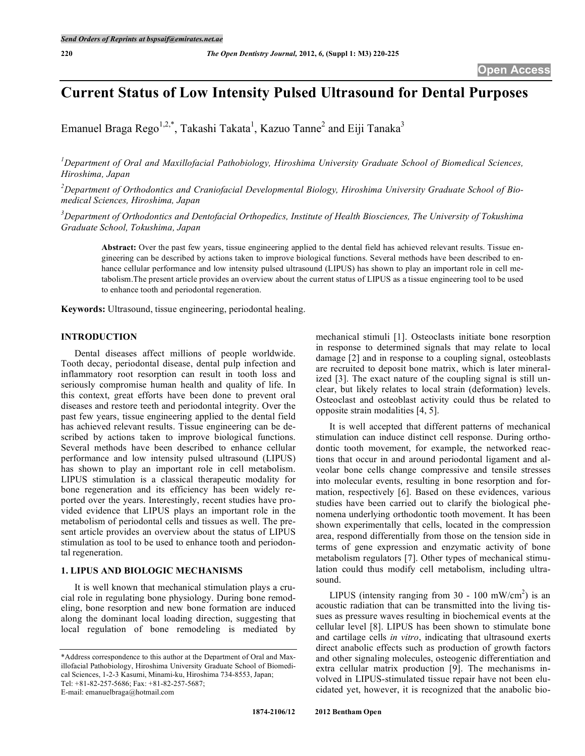# Current Status of Low Intensity Pulsed Ultrasound for Dental Purposes

Emanuel Braga Rego[1,2,*], Takashi Takata[1], Kazuo Tanne[2] and Eiji Tanaka[3]

[1]*Department of Oral and Maxillofacial Pathobiology, Hiroshima University Graduate School of Biomedical Sciences, Hiroshima, Japan*

[2]*Department of Orthodontics and Craniofacial Developmental Biology, Hiroshima University Graduate School of Biomedical Sciences, Hiroshima, Japan*

[3]*Department of Orthodontics and Dentofacial Orthopedics, Institute of Health Biosciences, The University of Tokushima Graduate School, Tokushima, Japan*

**Abstract:** Over the past few years, tissue engineering applied to the dental field has achieved relevant results. Tissue engineering can be described by actions taken to improve biological functions. Several methods have been described to enhance cellular performance and low intensity pulsed ultrasound (LIPUS) has shown to play an important role in cell metabolism.The present article provides an overview about the current status of LIPUS as a tissue engineering tool to be used to enhance tooth and periodontal regeneration.

**Keywords:** Ultrasound, tissue engineering, periodontal healing.

## INTRODUCTION

Dental diseases affect millions of people worldwide. Tooth decay, periodontal disease, dental pulp infection and inflammatory root resorption can result in tooth loss and seriously compromise human health and quality of life. In this context, great efforts have been done to prevent oral diseases and restore teeth and periodontal integrity. Over the past few years, tissue engineering applied to the dental field has achieved relevant results. Tissue engineering can be described by actions taken to improve biological functions. Several methods have been described to enhance cellular performance and low intensity pulsed ultrasound (LIPUS) has shown to play an important role in cell metabolism. LIPUS stimulation is a classical therapeutic modality for bone regeneration and its efficiency has been widely reported over the years. Interestingly, recent studies have provided evidence that LIPUS plays an important role in the metabolism of periodontal cells and tissues as well. The present article provides an overview about the status of LIPUS stimulation as tool to be used to enhance tooth and periodontal regeneration.

## 1. LIPUS AND BIOLOGIC MECHANISMS

It is well known that mechanical stimulation plays a crucial role in regulating bone physiology. During bone remodeling, bone resorption and new bone formation are induced along the dominant local loading direction, suggesting that local regulation of bone remodeling is mediated by mechanical stimuli [1]. Osteoclasts initiate bone resorption in response to determined signals that may relate to local damage [2] and in response to a coupling signal, osteoblasts are recruited to deposit bone matrix, which is later mineralized [3]. The exact nature of the coupling signal is still unclear, but likely relates to local strain (deformation) levels. Osteoclast and osteoblast activity could thus be related to opposite strain modalities [4, 5].

It is well accepted that different patterns of mechanical stimulation can induce distinct cell response. During orthodontic tooth movement, for example, the networked reactions that occur in and around periodontal ligament and alveolar bone cells change compressive and tensile stresses into molecular events, resulting in bone resorption and formation, respectively [6]. Based on these evidences, various studies have been carried out to clarify the biological phenomena underlying orthodontic tooth movement. It has been shown experimentally that cells, located in the compression area, respond differentially from those on the tension side in terms of gene expression and enzymatic activity of bone metabolism regulators [7]. Other types of mechanical stimulation could thus modify cell metabolism, including ultrasound.

LIPUS (intensity ranging from 30 - 100 mW/cm$^2$) is an acoustic radiation that can be transmitted into the living tissues as pressure waves resulting in biochemical events at the cellular level [8]. LIPUS has been shown to stimulate bone and cartilage cells *in vitro*, indicating that ultrasound exerts direct anabolic effects such as production of growth factors and other signaling molecules, osteogenic differentiation and extra cellular matrix production [9]. The mechanisms involved in LIPUS-stimulated tissue repair have not been elucidated yet, however, it is recognized that the anabolic bio-

*Address correspondence to this author at the Department of Oral and Maxillofacial Pathobiology, Hiroshima University Graduate School of Biomedical Sciences, 1-2-3 Kasumi, Minami-ku, Hiroshima 734-8553, Japan; Tel: +81-82-257-5686; Fax: +81-82-257-5687; E-mail: emanuelbraga@hotmail.com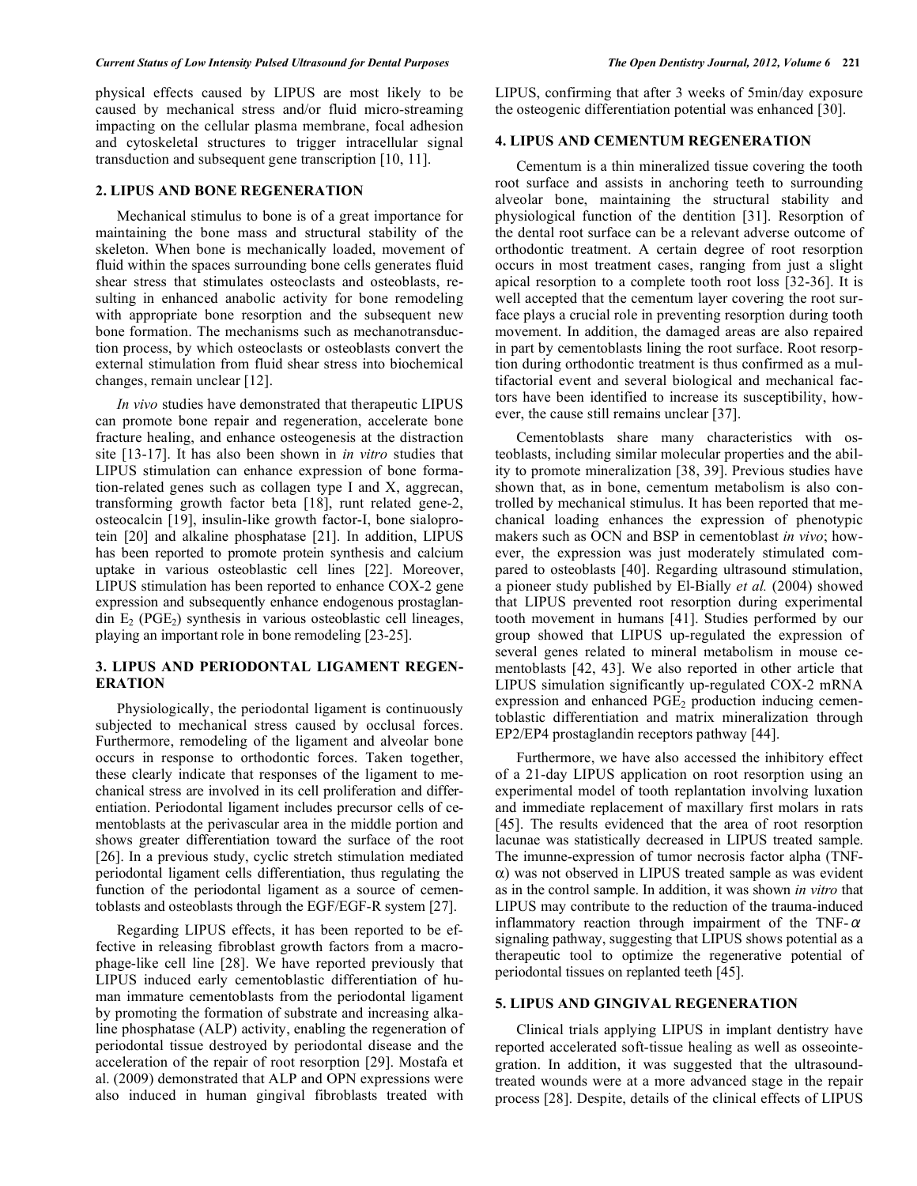physical effects caused by LIPUS are most likely to be caused by mechanical stress and/or fluid micro-streaming impacting on the cellular plasma membrane, focal adhesion and cytoskeletal structures to trigger intracellular signal transduction and subsequent gene transcription [10, 11].

## 2. LIPUS AND BONE REGENERATION

Mechanical stimulus to bone is of a great importance for maintaining the bone mass and structural stability of the skeleton. When bone is mechanically loaded, movement of fluid within the spaces surrounding bone cells generates fluid shear stress that stimulates osteoclasts and osteoblasts, resulting in enhanced anabolic activity for bone remodeling with appropriate bone resorption and the subsequent new bone formation. The mechanisms such as mechanotransduction process, by which osteoclasts or osteoblasts convert the external stimulation from fluid shear stress into biochemical changes, remain unclear [12].

*In vivo* studies have demonstrated that therapeutic LIPUS can promote bone repair and regeneration, accelerate bone fracture healing, and enhance osteogenesis at the distraction site [13-17]. It has also been shown in *in vitro* studies that LIPUS stimulation can enhance expression of bone formation-related genes such as collagen type I and X, aggrecan, transforming growth factor beta [18], runt related gene-2, osteocalcin [19], insulin-like growth factor-I, bone sialoprotein [20] and alkaline phosphatase [21]. In addition, LIPUS has been reported to promote protein synthesis and calcium uptake in various osteoblastic cell lines [22]. Moreover, LIPUS stimulation has been reported to enhance COX-2 gene expression and subsequently enhance endogenous prostaglandin $E_2$ ($PGE_2$) synthesis in various osteoblastic cell lineages, playing an important role in bone remodeling [23-25].

## 3. LIPUS AND PERIODONTAL LIGAMENT REGENERATION

Physiologically, the periodontal ligament is continuously subjected to mechanical stress caused by occlusal forces. Furthermore, remodeling of the ligament and alveolar bone occurs in response to orthodontic forces. Taken together, these clearly indicate that responses of the ligament to mechanical stress are involved in its cell proliferation and differentiation. Periodontal ligament includes precursor cells of cementoblasts at the perivascular area in the middle portion and shows greater differentiation toward the surface of the root [26]. In a previous study, cyclic stretch stimulation mediated periodontal ligament cells differentiation, thus regulating the function of the periodontal ligament as a source of cementoblasts and osteoblasts through the EGF/EGF-R system [27].

Regarding LIPUS effects, it has been reported to be effective in releasing fibroblast growth factors from a macrophage-like cell line [28]. We have reported previously that LIPUS induced early cementoblastic differentiation of human immature cementoblasts from the periodontal ligament by promoting the formation of substrate and increasing alkaline phosphatase (ALP) activity, enabling the regeneration of periodontal tissue destroyed by periodontal disease and the acceleration of the repair of root resorption [29]. Mostafa et al. (2009) demonstrated that ALP and OPN expressions were also induced in human gingival fibroblasts treated with LIPUS, confirming that after 3 weeks of 5min/day exposure the osteogenic differentiation potential was enhanced [30].

## 4. LIPUS AND CEMENTUM REGENERATION

Cementum is a thin mineralized tissue covering the tooth root surface and assists in anchoring teeth to surrounding alveolar bone, maintaining the structural stability and physiological function of the dentition [31]. Resorption of the dental root surface can be a relevant adverse outcome of orthodontic treatment. A certain degree of root resorption occurs in most treatment cases, ranging from just a slight apical resorption to a complete tooth root loss [32-36]. It is well accepted that the cementum layer covering the root surface plays a crucial role in preventing resorption during tooth movement. In addition, the damaged areas are also repaired in part by cementoblasts lining the root surface. Root resorption during orthodontic treatment is thus confirmed as a multifactorial event and several biological and mechanical factors have been identified to increase its susceptibility, however, the cause still remains unclear [37].

Cementoblasts share many characteristics with osteoblasts, including similar molecular properties and the ability to promote mineralization [38, 39]. Previous studies have shown that, as in bone, cementum metabolism is also controlled by mechanical stimulus. It has been reported that mechanical loading enhances the expression of phenotypic makers such as OCN and BSP in cementoblast *in vivo*; however, the expression was just moderately stimulated compared to osteoblasts [40]. Regarding ultrasound stimulation, a pioneer study published by El-Bialy *et al.* (2004) showed that LIPUS prevented root resorption during experimental tooth movement in humans [41]. Studies performed by our group showed that LIPUS up-regulated the expression of several genes related to mineral metabolism in mouse cementoblasts [42, 43]. We also reported in other article that LIPUS simulation significantly up-regulated COX-2 mRNA expression and enhanced $PGE_2$ production inducing cementoblastic differentiation and matrix mineralization through EP2/EP4 prostaglandin receptors pathway [44].

Furthermore, we have also accessed the inhibitory effect of a 21-day LIPUS application on root resorption using an experimental model of tooth replantation involving luxation and immediate replacement of maxillary first molars in rats [45]. The results evidenced that the area of root resorption lacunae was statistically decreased in LIPUS treated sample. The imunne-expression of tumor necrosis factor alpha (TNF-$\alpha$) was not observed in LIPUS treated sample as was evident as in the control sample. In addition, it was shown *in vitro* that LIPUS may contribute to the reduction of the trauma-induced inflammatory reaction through impairment of the TNF-$\alpha$ signaling pathway, suggesting that LIPUS shows potential as a therapeutic tool to optimize the regenerative potential of periodontal tissues on replanted teeth [45].

## 5. LIPUS AND GINGIVAL REGENERATION

Clinical trials applying LIPUS in implant dentistry have reported accelerated soft-tissue healing as well as osseointegration. In addition, it was suggested that the ultrasound-treated wounds were at a more advanced stage in the repair process [28]. Despite, details of the clinical effects of LIPUS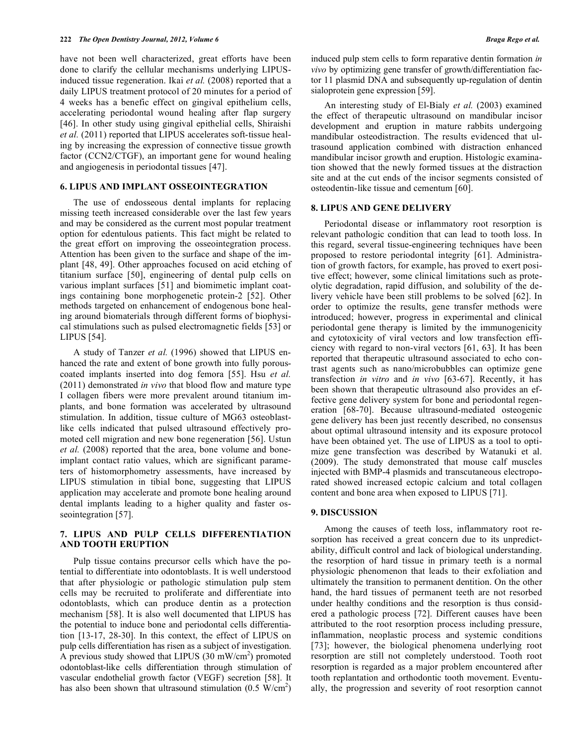have not been well characterized, great efforts have been done to clarify the cellular mechanisms underlying LIPUS-induced tissue regeneration. Ikai *et al.* (2008) reported that a daily LIPUS treatment protocol of 20 minutes for a period of 4 weeks has a benefic effect on gingival epithelium cells, accelerating periodontal wound healing after flap surgery [46]. In other study using gingival epithelial cells, Shiraishi *et al.* (2011) reported that LIPUS accelerates soft-tissue healing by increasing the expression of connective tissue growth factor (CCN2/CTGF), an important gene for wound healing and angiogenesis in periodontal tissues [47].

## 6. LIPUS AND IMPLANT OSSEOINTEGRATION

The use of endosseous dental implants for replacing missing teeth increased considerable over the last few years and may be considered as the current most popular treatment option for edentulous patients. This fact might be related to the great effort on improving the osseointegration process. Attention has been given to the surface and shape of the implant [48, 49]. Other approaches focused on acid etching of titanium surface [50], engineering of dental pulp cells on various implant surfaces [51] and biomimetic implant coatings containing bone morphogenetic protein-2 [52]. Other methods targeted on enhancement of endogenous bone healing around biomaterials through different forms of biophysical stimulations such as pulsed electromagnetic fields [53] or LIPUS [54].

A study of Tanzer *et al.* (1996) showed that LIPUS enhanced the rate and extent of bone growth into fully porous-coated implants inserted into dog femora [55]. Hsu *et al.* (2011) demonstrated *in vivo* that blood flow and mature type I collagen fibers were more prevalent around titanium implants, and bone formation was accelerated by ultrasound stimulation. In addition, tissue culture of MG63 osteoblast-like cells indicated that pulsed ultrasound effectively promoted cell migration and new bone regeneration [56]. Ustun *et al.* (2008) reported that the area, bone volume and bone-implant contact ratio values, which are significant parameters of histomorphometry assessments, have increased by LIPUS stimulation in tibial bone, suggesting that LIPUS application may accelerate and promote bone healing around dental implants leading to a higher quality and faster osseointegration [57].

## 7. LIPUS AND PULP CELLS DIFFERENTIATION AND TOOTH ERUPTION

Pulp tissue contains precursor cells which have the potential to differentiate into odontoblasts. It is well understood that after physiologic or pathologic stimulation pulp stem cells may be recruited to proliferate and differentiate into odontoblasts, which can produce dentin as a protection mechanism [58]. It is also well documented that LIPUS has the potential to induce bone and periodontal cells differentiation [13-17, 28-30]. In this context, the effect of LIPUS on pulp cells differentiation has risen as a subject of investigation. A previous study showed that LIPUS (30 mW/cm$^2$) promoted odontoblast-like cells differentiation through stimulation of vascular endothelial growth factor (VEGF) secretion [58]. It has also been shown that ultrasound stimulation (0.5 W/cm$^2$) induced pulp stem cells to form reparative dentin formation *in vivo* by optimizing gene transfer of growth/differentiation factor 11 plasmid DNA and subsequently up-regulation of dentin sialoprotein gene expression [59].

An interesting study of El-Bialy *et al.* (2003) examined the effect of therapeutic ultrasound on mandibular incisor development and eruption in mature rabbits undergoing mandibular osteodistraction. The results evidenced that ultrasound application combined with distraction enhanced mandibular incisor growth and eruption. Histologic examination showed that the newly formed tissues at the distraction site and at the cut ends of the incisor segments consisted of osteodentin-like tissue and cementum [60].

## 8. LIPUS AND GENE DELIVERY

Periodontal disease or inflammatory root resorption is relevant pathologic condition that can lead to tooth loss. In this regard, several tissue-engineering techniques have been proposed to restore periodontal integrity [61]. Administration of growth factors, for example, has proved to exert positive effect; however, some clinical limitations such as proteolytic degradation, rapid diffusion, and solubility of the delivery vehicle have been still problems to be solved [62]. In order to optimize the results, gene transfer methods were introduced; however, progress in experimental and clinical periodontal gene therapy is limited by the immunogenicity and cytotoxicity of viral vectors and low transfection efficiency with regard to non-viral vectors [61, 63]. It has been reported that therapeutic ultrasound associated to echo contrast agents such as nano/microbubbles can optimize gene transfection *in vitro* and *in vivo* [63-67]. Recently, it has been shown that therapeutic ultrasound also provides an effective gene delivery system for bone and periodontal regeneration [68-70]. Because ultrasound-mediated osteogenic gene delivery has been just recently described, no consensus about optimal ultrasound intensity and its exposure protocol have been obtained yet. The use of LIPUS as a tool to optimize gene transfection was described by Watanuki et al. (2009). The study demonstrated that mouse calf muscles injected with BMP-4 plasmids and transcutaneous electroporated showed increased ectopic calcium and total collagen content and bone area when exposed to LIPUS [71].

## 9. DISCUSSION

Among the causes of teeth loss, inflammatory root resorption has received a great concern due to its unpredictability, difficult control and lack of biological understanding. the resorption of hard tissue in primary teeth is a normal physiologic phenomenon that leads to their exfoliation and ultimately the transition to permanent dentition. On the other hand, the hard tissues of permanent teeth are not resorbed under healthy conditions and the resorption is thus considered a pathologic process [72]. Different causes have been attributed to the root resorption process including pressure, inflammation, neoplastic process and systemic conditions [73]; however, the biological phenomena underlying root resorption are still not completely understood. Tooth root resorption is regarded as a major problem encountered after tooth replantation and orthodontic tooth movement. Eventually, the progression and severity of root resorption cannot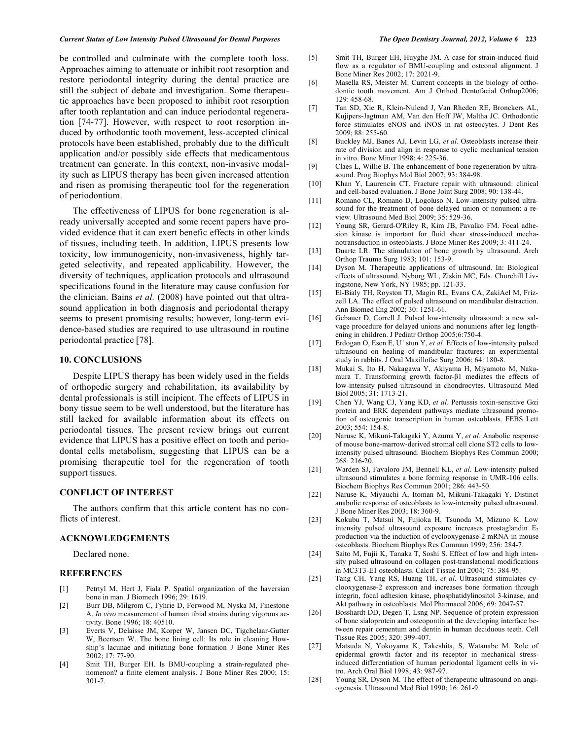be controlled and culminate with the complete tooth loss. Approaches aiming to attenuate or inhibit root resorption and restore periodontal integrity during the dental practice are still the subject of debate and investigation. Some therapeutic approaches have been proposed to inhibit root resorption after tooth replantation and can induce periodontal regeneration [74-77]. However, with respect to root resorption induced by orthodontic tooth movement, less-accepted clinical protocols have been established, probably due to the difficult application and/or possibly side effects that medicamentous treatment can generate. In this context, non-invasive modality such as LIPUS therapy has been given increased attention and risen as promising therapeutic tool for the regeneration of periodontium.

The effectiveness of LIPUS for bone regeneration is already universally accepted and some recent papers have provided evidence that it can exert benefic effects in other kinds of tissues, including teeth. In addition, LIPUS presents low toxicity, low immunogenicity, non-invasiveness, highly targeted selectivity, and repeated applicability. However, the diversity of techniques, application protocols and ultrasound specifications found in the literature may cause confusion for the clinician. Bains *et al.* (2008) have pointed out that ultrasound application in both diagnosis and periodontal therapy seems to present promising results; however, long-term evidence-based studies are required to use ultrasound in routine periodontal practice [78].

## 10. CONCLUSIONS

Despite LIPUS therapy has been widely used in the fields of orthopedic surgery and rehabilitation, its availability by dental professionals is still incipient. The effects of LIPUS in bony tissue seem to be well understood, but the literature has still lacked for available information about its effects on periodontal tissues. The present review brings out current evidence that LIPUS has a positive effect on tooth and periodontal cells metabolism, suggesting that LIPUS can be a promising therapeutic tool for the regeneration of tooth support tissues.

## CONFLICT OF INTEREST

The authors confirm that this article content has no conflicts of interest.

## ACKNOWLEDGEMENTS

Declared none.

## REFERENCES

[1] Petrtyl M, Hert J, Fiala P. Spatial organization of the haversian bone in man. J Biomech 1996; 29: 1619.

[2] Burr DB, Milgrom C, Fyhrie D, Forwood M, Nyska M, Finestone A. *In vivo* measurement of human tibial strains during vigorous activity. Bone 1996; 18: 40510.

[3] Everts V, Delaisse JM, Korper W, Jansen DC, Tigchelaar-Gutter W, Beertsen W. The bone lining cell: Its role in cleaning Howship's lacunae and initiating bone formation J Bone Miner Res 2002; 17: 77-90.

[4] Smit TH, Burger EH. Is BMU-coupling a strain-regulated phenomenon? a finite element analysis. J Bone Miner Res 2000; 15: 301-7.

[5] Smit TH, Burger EH, Huyghe JM. A case for strain-induced fluid flow as a regulator of BMU-coupling and osteonal alignment. J Bone Miner Res 2002; 17: 2021-9.

[6] Masella RS, Meister M. Current concepts in the biology of orthodontic tooth movement. Am J Orthod Dentofacial Orthop2006; 129: 458-68.

[7] Tan SD, Xie R, Klein-Nulend J, Van Rheden RE, Bronckers AL, Kujipers-Jagtman AM, Van den Hoff JW, Maltha JC. Orthodontic force stimulates eNOS and iNOS in rat osteocytes. J Dent Res 2009; 88: 255-60.

[8] Buckley MJ, Banes AJ, Levin LG, *et al*. Osteoblasts increase their rate of division and align in response to cyclic mechanical tension in vitro. Bone Miner 1998; 4: 225-36.

[9] Claes L, Willie B. The enhancement of bone regeneration by ultrasound. Prog Biophys Mol Biol 2007; 93: 384-98.

[10] Khan Y, Laurencin CT. Fracture repair with ultrasound: clinical and cell-based evaluation. J Bone Joint Surg 2008; 90: 138-44.

[11] Romano CL, Romano D, Logoluso N. Low-intensity pulsed ultrasound for the treatment of bone delayed union or nonunion: a review. Ultrasound Med Biol 2009; 35: 529-36.

[12] Young SR, Gerard-O'Riley R, Kim JB, Pavalko FM. Focal adhesion kinase is important for fluid shear stress-induced mechanotransduction in osteoblasts. J Bone Miner Res 2009; 3: 411-24.

[13] Duarte LR. The stimulation of bone growth by ultrasound. Arch Orthop Trauma Surg 1983; 101: 153-9.

[14] Dyson M. Therapeutic applications of ultrasound. In: Biological effects of ultrasound. Nyborg WL, Ziskin MC, Eds. Churchill Livingstone, New York, NY 1985; pp. 121-33.

[15] El-Bialy TH, Royston TJ, Magin RL, Evans CA, ZakiAel M, Frizzell LA. The effect of pulsed ultrasound on mandibular distraction. Ann Biomed Eng 2002; 30: 1251-61.

[16] Gebauer D, Correll J. Pulsed low-intensity ultrasound: a new salvage procedure for delayed unions and nonunions after leg lengthening in children. J Pediatr Orthop 2005;6:750-4.

[17] Erdogan O, Esen E, U¨ stun Y, *et al.* Effects of low-intensity pulsed ultrasound on healing of mandibular fractures: an experimental study in rabbits. J Oral Maxillofac Surg 2006; 64: 180-8.

[18] Mukai S, Ito H, Nakagawa Y, Akiyama H, Miyamoto M, Nakamura T. Transforming growth factor-β1 mediates the effects of low-intensity pulsed ultrasound in chondrocytes. Ultrasound Med Biol 2005; 31: 1713-21.

[19] Chen YJ, Wang CJ, Yang KD, *et al.* Pertussis toxin-sensitive Gαi protein and ERK dependent pathways mediate ultrasound promotion of osteogenic transcription in human osteoblasts. FEBS Lett 2003; 554: 154-8.

[20] Naruse K, Mikuni-Takagaki Y, Azuma Y, *et al.* Anabolic response of mouse bone-marrow-derived stromal cell clone ST2 cells to low-intensity pulsed ultrasound. Biochem Biophys Res Commun 2000; 268: 216-20.

[21] Warden SJ, Favaloro JM, Bennell KL, *et al*. Low-intensity pulsed ultrasound stimulates a bone forming response in UMR-106 cells. Biochem Biophys Res Commun 2001; 286: 443-50.

[22] Naruse K, Miyauchi A, Itoman M, Mikuni-Takagaki Y. Distinct anabolic response of osteoblasts to low-intensity pulsed ultrasound. J Bone Miner Res 2003; 18: 360-9.

[23] Kokubu T, Matsui N, Fujioka H, Tsunoda M, Mizuno K. Low intensity pulsed ultrasound exposure increases prostaglandin $E_2$ production via the induction of cyclooxygenase-2 mRNA in mouse osteoblasts. Biochem Biophys Res Commun 1999; 256: 284-7.

[24] Saito M, Fujii K, Tanaka T, Soshi S. Effect of low and high intensity pulsed ultrasound on collagen post-translational modifications in MC3T3-E1 osteoblasts. Calcif Tissue Int 2004; 75: 384-95.

[25] Tang CH, Yang RS, Huang TH, *et al.* Ultrasound stimulates cyclooxygenase-2 expression and increases bone formation through integrin, focal adhesion kinase, phosphatidylinositol 3-kinase, and Akt pathway in osteoblasts. Mol Pharmacol 2006; 69: 2047-57.

[26] Bosshardt DD, Degen T, Lsng NP. Sequence of protein expression of bone sialoprotein and osteopontin at the developing interface between repair cementum and dentin in human deciduous teeth. Cell Tissue Res 2005; 320: 399-407.

[27] Matsuda N, Yokoyama K, Takeshita, S, Watanabe M. Role of epidermal growth factor and its receptor in mechanical stress-induced differentiation of human periodontal ligament cells in vitro. Arch Oral Biol 1998; 43: 987-97.

[28] Young SR, Dyson M. The effect of therapeutic ultrasound on angiogenesis. Ultrasound Med Biol 1990; 16: 261-9.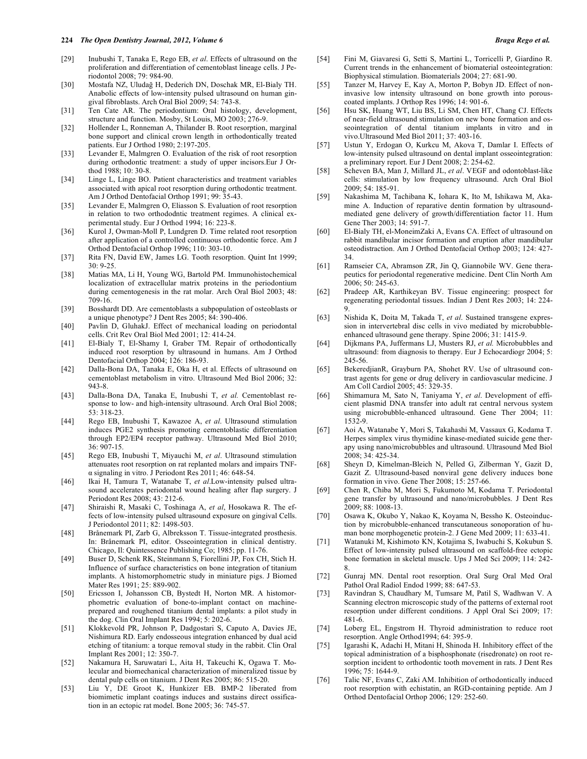[29] Inubushi T, Tanaka E, Rego EB, *et al*. Effects of ultrasound on the proliferation and differentiation of cementoblast lineage cells. J Periodontol 2008; 79: 984-90.

[30] Mostafa NZ, Uludağ H, Dederich DN, Doschak MR, El-Bialy TH. Anabolic effects of low-intensity pulsed ultrasound on human gingival fibroblasts. Arch Oral Biol 2009; 54: 743-8.

[31] Ten Cate AR. The periodontium: Oral histology, development, structure and function. Mosby, St Louis, MO 2003; 276-9.

[32] Hollender L, Ronneman A, Thilander B. Root resorption, marginal bone support and clinical crown length in orthodontically treated patients. Eur J Orthod 1980; 2:197-205.

[33] Levander E, Malmgren O. Evaluation of the risk of root resorption during orthodontic treatment: a study of upper incisors.Eur J Orthod 1988; 10: 30-8.

[34] Linge L, Linge BO. Patient characteristics and treatment variables associated with apical root resorption during orthodontic treatment. Am J Orthod Dentofacial Orthop 1991; 99: 35-43.

[35] Levander E, Malmgren O, Eliasson S. Evaluation of root resorption in relation to two orthododntic treatment regimes. A clinical experimental study. Eur J Orthod 1994; 16: 223-8.

[36] Kurol J, Owman-Moll P, Lundgren D. Time related root resorption after application of a controlled continuous orthodontic force. Am J Orthod Dentofacial Orthop 1996; 110: 303-10.

[37] Rita FN, David EW, James LG. Tooth resorption. Quint Int 1999; 30: 9-25.

[38] Matias MA, Li H, Young WG, Bartold PM. Immunohistochemical localization of extracellular matrix proteins in the periodontium during cementogenesis in the rat molar. Arch Oral Biol 2003; 48: 709-16.

[39] Bosshardt DD. Are cementoblasts a subpopulation of osteoblasts or a unique phenotype? J Dent Res 2005; 84: 390-406.

[40] Pavlin D, GluhakJ. Effect of mechanical loading on periodontal cells. Crit Rev Oral Biol Med 2001; 12: 414-24.

[41] El-Bialy T, El-Shamy I, Graber TM. Repair of orthodontically induced root resorption by ultrasound in humans. Am J Orthod Dentofacial Orthop 2004; 126: 186-93.

[42] Dalla-Bona DA, Tanaka E, Oka H, et al. Effects of ultrasound on cementoblast metabolism in vitro. Ultrasound Med Biol 2006; 32: 943-8.

[43] Dalla-Bona DA, Tanaka E, Inubushi T, *et al.* Cementoblast response to low- and high-intensity ultrasound. Arch Oral Biol 2008; 53: 318-23.

[44] Rego EB, Inubushi T, Kawazoe A, *et al*. Ultrasound stimulation induces PGE2 synthesis promoting cementoblastic differentiation through EP2/EP4 receptor pathway. Ultrasound Med Biol 2010; 36: 907-15.

[45] Rego EB, Inubushi T, Miyauchi M, *et al*. Ultrasound stimulation attenuates root resorption on rat replanted molars and impairs TNF-α signaling in vitro. J Periodont Res 2011; 46: 648-54.

[46] Ikai H, Tamura T, Watanabe T, *et al*.Low-intensity pulsed ultrasound accelerates periodontal wound healing after flap surgery. J Periodont Res 2008; 43: 212-6.

[47] Shiraishi R, Masaki C, Toshinaga A, *et al*, Hosokawa R. The effects of low-intensity pulsed ultrasound exposure on gingival Cells. J Periodontol 2011; 82: 1498-503.

[48] Brånemark PI, Zarb G, Albreksson T. Tissue-integrated prosthesis. In: Brånemark PI, editor. Osseointegration in clinical dentistry. Chicago, Il: Quintessence Publishing Co; 1985; pp. 11-76.

[49] Buser D, Schenk RK, Steinmann S, Fiorellini JP, Fox CH, Stich H. Influence of surface characteristics on bone integration of titanium implants. A histomorphometric study in miniature pigs. J Biomed Mater Res 1991; 25: 889-902.

[50] Ericsson I, Johansson CB, Bystedt H, Norton MR. A histomorphometric evaluation of bone-to-implant contact on machine-prepared and roughened titanium dental implants: a pilot study in the dog. Clin Oral Implant Res 1994; 5: 202-6.

[51] Klokkevold PR, Johnson P, Dadgostari S, Caputo A, Davies JE, Nishimura RD. Early endosseous integration enhanced by dual acid etching of titanium: a torque removal study in the rabbit. Clin Oral Implant Res 2001; 12: 350-7.

[52] Nakamura H, Saruwatari L, Aita H, Takeuchi K, Ogawa T. Molecular and biomechanical characterization of mineralized tissue by dental pulp cells on titanium. J Dent Res 2005; 86: 515-20.

[53] Liu Y, DE Groot K, Hunkizer EB. BMP-2 liberated from biomimetic implant coatings induces and sustains direct ossification in an ectopic rat model. Bone 2005; 36: 745-57.

[54] Fini M, Giavaresi G, Setti S, Martini L, Torricelli P, Giardino R. Current trends in the enhancement of biomaterial osteointegration: Biophysical stimulation. Biomaterials 2004; 27: 681-90.

[55] Tanzer M, Harvey E, Kay A, Morton P, Bobyn JD. Effect of non-invasive low intensity ultrasound on bone growth into porous-coated implants. J Orthop Res 1996; 14: 901-6.

[56] Hsu SK, Huang WT, Liu BS, Li SM, Chen HT, Chang CJ. Effects of near-field ultrasound stimulation on new bone formation and osseointegration of dental titanium implants in vitro and in vivo.Ultrasound Med Biol 2011; 37: 403-16.

[57] Ustun Y, Erdogan O, Kurkcu M, Akova T, Damlar I. Effects of low-intensity pulsed ultrasound on dental implant osseointegration: a preliminary report. Eur J Dent 2008; 2: 254-62.

[58] Scheven BA, Man J, Millard JL, *et al*. VEGF and odontoblast-like cells: stimulation by low frequency ultrasound. Arch Oral Biol 2009; 54: 185-91.

[59] Nakashima M, Tachibana K, Iohara K, Ito M, Ishikawa M, Akamine A. Induction of reparative dentin formation by ultrasound-mediated gene delivery of growth/differentiation factor 11. Hum Gene Ther 2003; 14: 591-7.

[60] El-Bialy TH, el-MoneimZaki A, Evans CA. Effect of ultrasound on rabbit mandibular incisor formation and eruption after mandibular osteodistraction. Am J Orthod Dentofacial Orthop 2003; 124: 427-34.

[61] Ramseier CA, Abramson ZR, Jin Q, Giannobile WV. Gene therapeutics for periodontal regenerative medicine. Dent Clin North Am 2006; 50: 245-63.

[62] Pradeep AR, Karthikeyan BV. Tissue engineering: prospect for regenerating periodontal tissues. Indian J Dent Res 2003; 14: 224-9.

[63] Nishida K, Doita M, Takada T, *et al*. Sustained transgene expression in intervertebral disc cells in vivo mediated by microbubble-enhanced ultrasound gene therapy. Spine 2006; 31: 1415-9.

[64] Dijkmans PA, Juffermans LJ, Musters RJ, *et al.* Microbubbles and ultrasound: from diagnosis to therapy. Eur J Echocardiogr 2004; 5: 245-56.

[65] BekeredjianR, Grayburn PA, Shohet RV. Use of ultrasound contrast agents for gene or drug delivery in cardiovascular medicine. J Am Coll Cardiol 2005; 45: 329-35.

[66] Shimamura M, Sato N, Taniyama Y, *et al*. Development of efficient plasmid DNA transfer into adult rat central nervous system using microbubble-enhanced ultrasound. Gene Ther 2004; 11: 1532-9.

[67] Aoi A, Watanabe Y, Mori S, Takahashi M, Vassaux G, Kodama T. Herpes simplex virus thymidine kinase-mediated suicide gene therapy using nano/microbubbles and ultrasound. Ultrasound Med Biol 2008; 34: 425-34.

[68] Sheyn D, Kimelman-Bleich N, Pelled G, Zilberman Y, Gazit D, Gazit Z. Ultrasound-based nonviral gene delivery induces bone formation in vivo. Gene Ther 2008; 15: 257-66.

[69] Chen R, Chiba M, Mori S, Fukumoto M, Kodama T. Periodontal gene transfer by ultrasound and nano/microbubbles. J Dent Res 2009; 88: 1008-13.

[70] Osawa K, Okubo Y, Nakao K, Koyama N, Bessho K. Osteoinduction by microbubble-enhanced transcutaneous sonoporation of human bone morphogenetic protein-2. J Gene Med 2009; 11: 633-41.

[71] Watanuki M, Kishimoto KN, Kotajima S, Iwabuchi S, Kokubun S. Effect of low-intensity pulsed ultrasound on scaffold-free ectopic bone formation in skeletal muscle. Ups J Med Sci 2009; 114: 242-8.

[72] Gunraj MN. Dental root resorption. Oral Surg Oral Med Oral Pathol Oral Radiol Endod 1999; 88: 647-53.

[73] Ravindran S, Chaudhary M, Tumsare M, Patil S, Wadhwan V. A Scanning electron microscopic study of the patterns of external root resorption under different conditions. J Appl Oral Sci 2009; 17: 481-6.

[74] Loberg EL, Engstrom H. Thyroid administration to reduce root resorption. Angle Orthod1994; 64: 395-9.

[75] Igarashi K, Adachi H, Mitani H, Shinoda H. Inhibitory effect of the topical administration of a bisphosphonate (risedronate) on root resorption incident to orthodontic tooth movement in rats. J Dent Res 1996; 75: 1644-9.

[76] Talic NF, Evans C, Zaki AM. Inhibition of orthodontically induced root resorption with echistatin, an RGD-containing peptide. Am J Orthod Dentofacial Orthop 2006; 129: 252-60.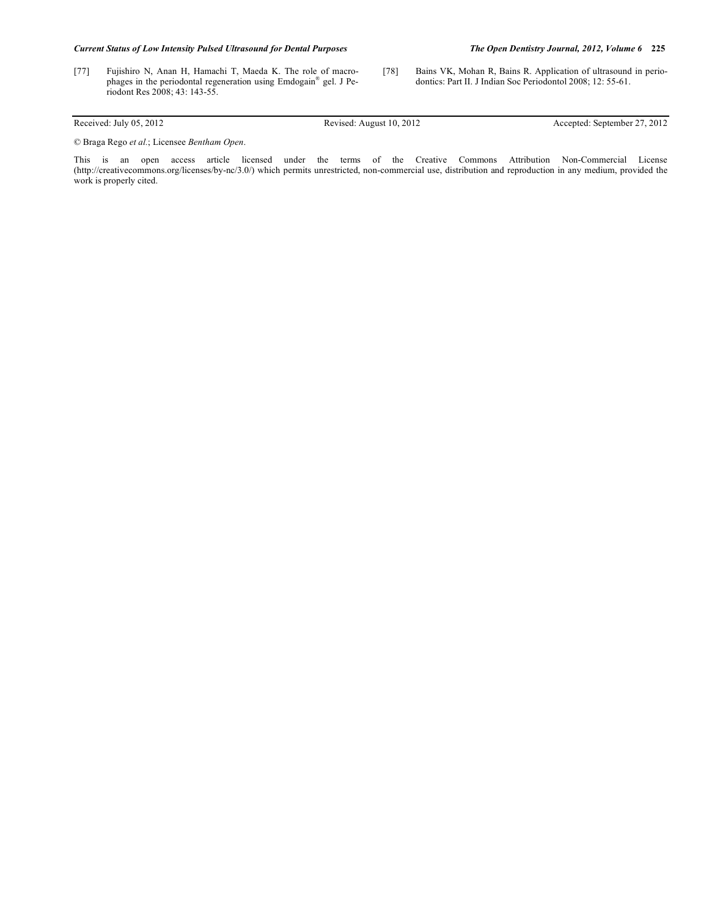[77] Fujishiro N, Anan H, Hamachi T, Maeda K. The role of macrophages in the periodontal regeneration using Emdogain® gel. J Periodont Res 2008; 43: 143-55.

[78] Bains VK, Mohan R, Bains R. Application of ultrasound in periodontics: Part II. J Indian Soc Periodontol 2008; 12: 55-61.

Received: July 05, 2012 Revised: August 10, 2012 Accepted: September 27, 2012

© Braga Rego *et al.*; Licensee *Bentham Open*.

This is an open access article licensed under the terms of the Creative Commons Attribution Non-Commercial License (http://creativecommons.org/licenses/by-nc/3.0/) which permits unrestricted, non-commercial use, distribution and reproduction in any medium, provided the work is properly cited.